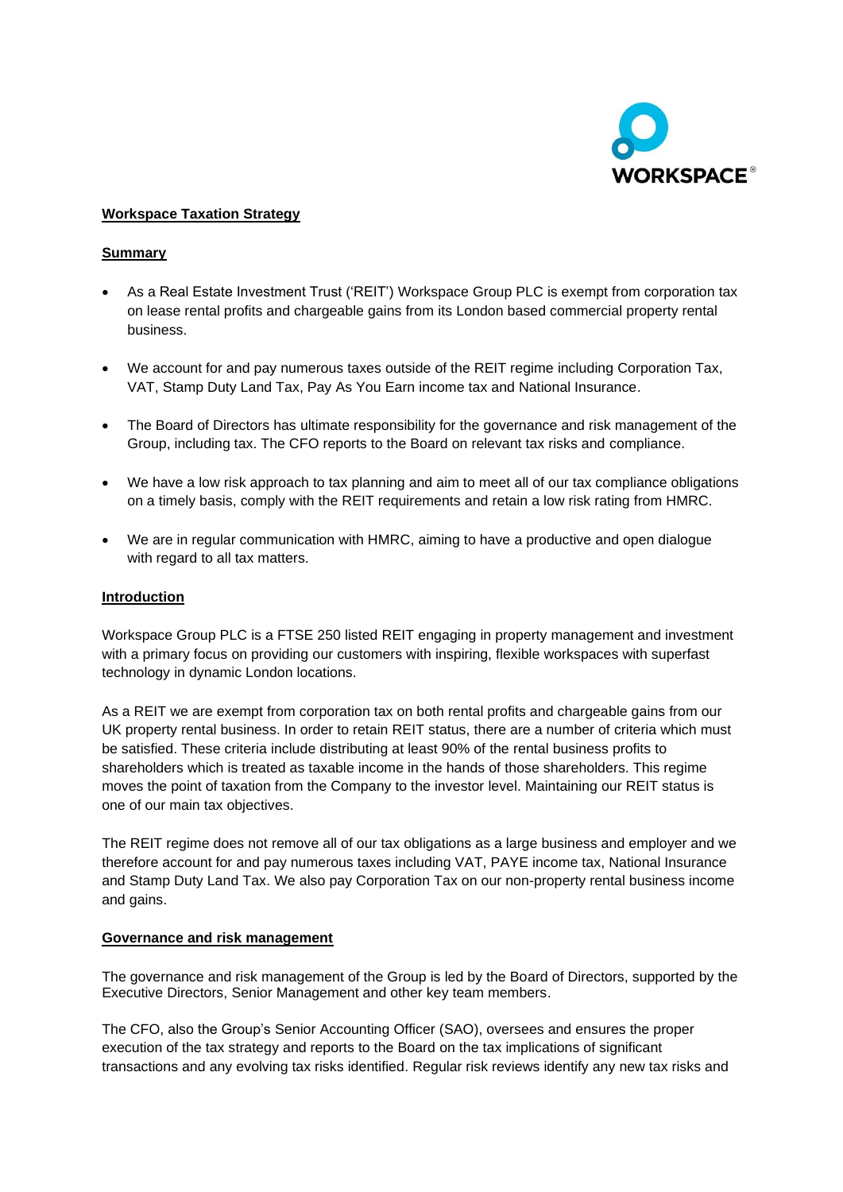# Workspace Taxation Strategy

## Summary

- As a Real Estate Investment Trust ('REIT') Workspace Group PLC is exempt from corporation tax on lease rental profits and chargeable gains from its London based commercial property rental business.
- We account for and pay numerous taxes outside of the REIT regime including Corporation Tax, VAT, Stamp Duty Land Tax, Pay As You Earn income tax and National Insurance.
- The Board of Directors has ultimate responsibility for the governance and risk management of the Group, including tax. The CFO reports to the Board on relevant tax risks and compliance.
- We have a low risk approach to tax planning and aim to meet all of our tax compliance obligations on a timely basis, comply with the REIT requirements and retain a low risk rating from HMRC.
- We are in regular communication with HMRC, aiming to have a productive and open dialogue with regard to all tax matters.

## Introduction

Workspace Group PLC is a FTSE 250 listed REIT engaging in property management and investment with a primary focus on providing our customers with inspiring, flexible workspaces with superfast technology in dynamic London locations.

As a REIT we are exempt from corporation tax on both rental profits and chargeable gains from our UK property rental business. In order to retain REIT status, there are a number of criteria which must be satisfied. These criteria include distributing at least 90% of the rental business profits to shareholders which is treated as taxable income in the hands of those shareholders. This regime moves the point of taxation from the Company to the investor level. Maintaining our REIT status is one of our main tax objectives.

The REIT regime does not remove all of our tax obligations as a large business and employer and we therefore account for and pay numerous taxes including VAT, PAYE income tax, National Insurance and Stamp Duty Land Tax. We also pay Corporation Tax on our non-property rental business income and gains.

## Governance and risk management

The governance and risk management of the Group is led by the Board of Directors, supported by the Executive Directors, Senior Management and other key team members.

The CFO, also the Group's Senior Accounting Officer (SAO), oversees and ensures the proper execution of the tax strategy and reports to the Board on the tax implications of significant transactions and any evolving tax risks identified. Regular risk reviews identify any new tax risks and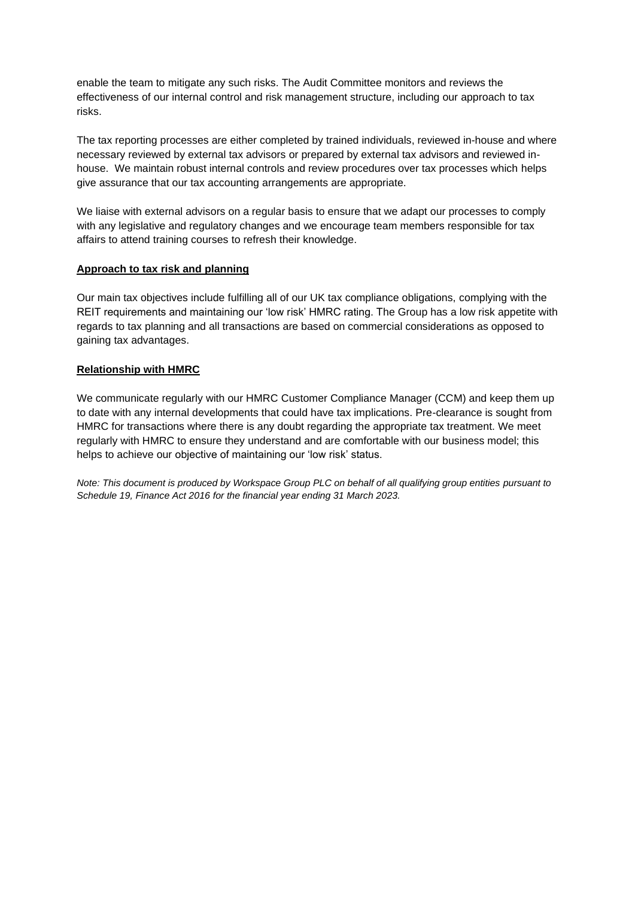enable the team to mitigate any such risks. The Audit Committee monitors and reviews the effectiveness of our internal control and risk management structure, including our approach to tax risks.

The tax reporting processes are either completed by trained individuals, reviewed in-house and where necessary reviewed by external tax advisors or prepared by external tax advisors and reviewed in-house. We maintain robust internal controls and review procedures over tax processes which helps give assurance that our tax accounting arrangements are appropriate.

We liaise with external advisors on a regular basis to ensure that we adapt our processes to comply with any legislative and regulatory changes and we encourage team members responsible for tax affairs to attend training courses to refresh their knowledge.

## Approach to tax risk and planning

Our main tax objectives include fulfilling all of our UK tax compliance obligations, complying with the REIT requirements and maintaining our 'low risk' HMRC rating. The Group has a low risk appetite with regards to tax planning and all transactions are based on commercial considerations as opposed to gaining tax advantages.

## Relationship with HMRC

We communicate regularly with our HMRC Customer Compliance Manager (CCM) and keep them up to date with any internal developments that could have tax implications. Pre-clearance is sought from HMRC for transactions where there is any doubt regarding the appropriate tax treatment. We meet regularly with HMRC to ensure they understand and are comfortable with our business model; this helps to achieve our objective of maintaining our 'low risk' status.

*Note: This document is produced by Workspace Group PLC on behalf of all qualifying group entities pursuant to Schedule 19, Finance Act 2016 for the financial year ending 31 March 2023.*